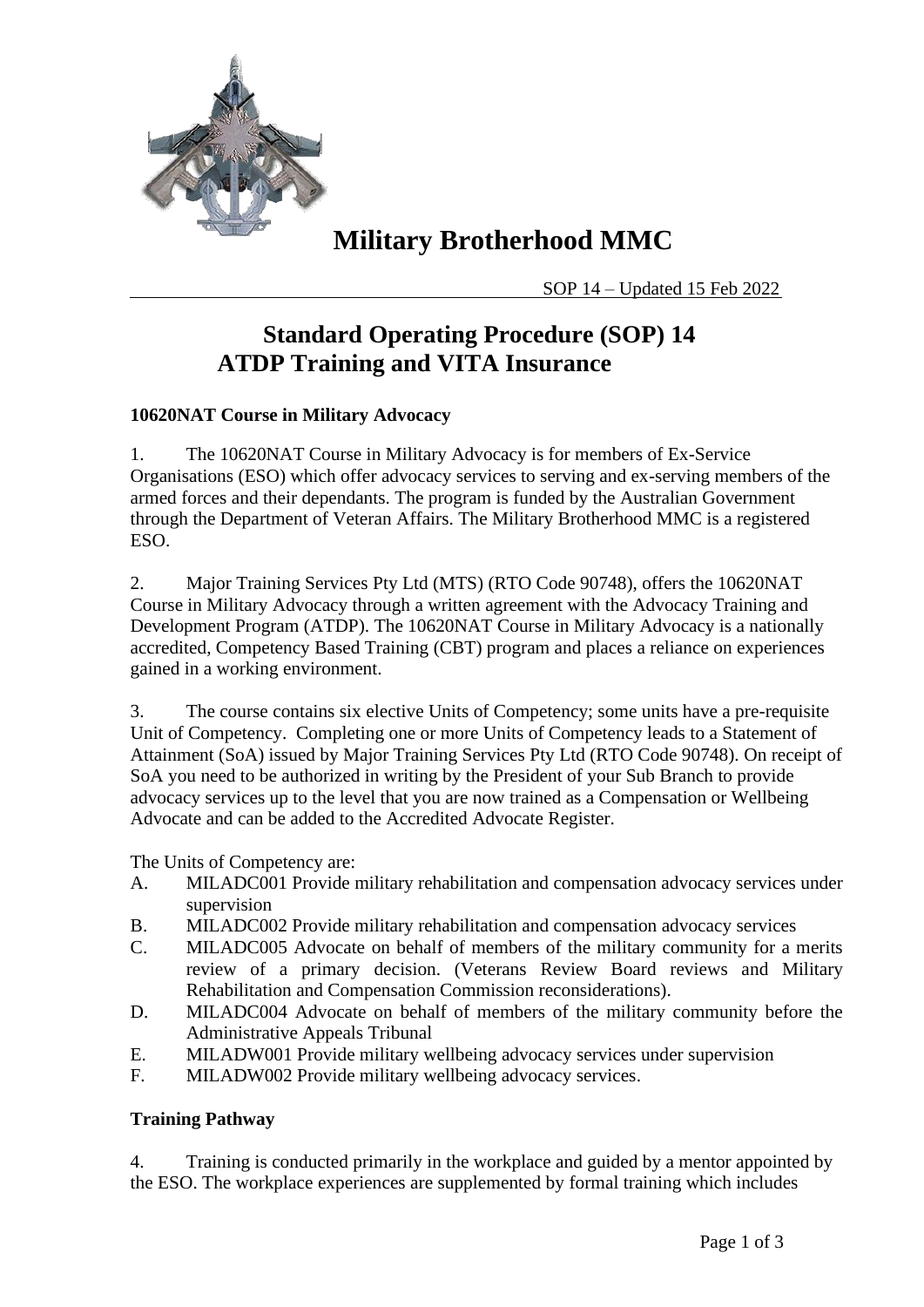# Military Brotherhood MMC

SOP 14 – Updated 15 Feb 2022

## Standard Operating Procedure (SOP) 14
## ATDP Training and VITA Insurance

**10620NAT Course in Military Advocacy**

1. The 10620NAT Course in Military Advocacy is for members of Ex-Service Organisations (ESO) which offer advocacy services to serving and ex-serving members of the armed forces and their dependants. The program is funded by the Australian Government through the Department of Veteran Affairs. The Military Brotherhood MMC is a registered ESO.

2. Major Training Services Pty Ltd (MTS) (RTO Code 90748), offers the 10620NAT Course in Military Advocacy through a written agreement with the Advocacy Training and Development Program (ATDP). The 10620NAT Course in Military Advocacy is a nationally accredited, Competency Based Training (CBT) program and places a reliance on experiences gained in a working environment.

3. The course contains six elective Units of Competency; some units have a pre-requisite Unit of Competency. Completing one or more Units of Competency leads to a Statement of Attainment (SoA) issued by Major Training Services Pty Ltd (RTO Code 90748). On receipt of SoA you need to be authorized in writing by the President of your Sub Branch to provide advocacy services up to the level that you are now trained as a Compensation or Wellbeing Advocate and can be added to the Accredited Advocate Register.

The Units of Competency are:

A. MILADC001 Provide military rehabilitation and compensation advocacy services under supervision
B. MILADC002 Provide military rehabilitation and compensation advocacy services
C. MILADC005 Advocate on behalf of members of the military community for a merits review of a primary decision. (Veterans Review Board reviews and Military Rehabilitation and Compensation Commission reconsiderations).
D. MILADC004 Advocate on behalf of members of the military community before the Administrative Appeals Tribunal
E. MILADW001 Provide military wellbeing advocacy services under supervision
F. MILADW002 Provide military wellbeing advocacy services.

**Training Pathway**

4. Training is conducted primarily in the workplace and guided by a mentor appointed by the ESO. The workplace experiences are supplemented by formal training which includes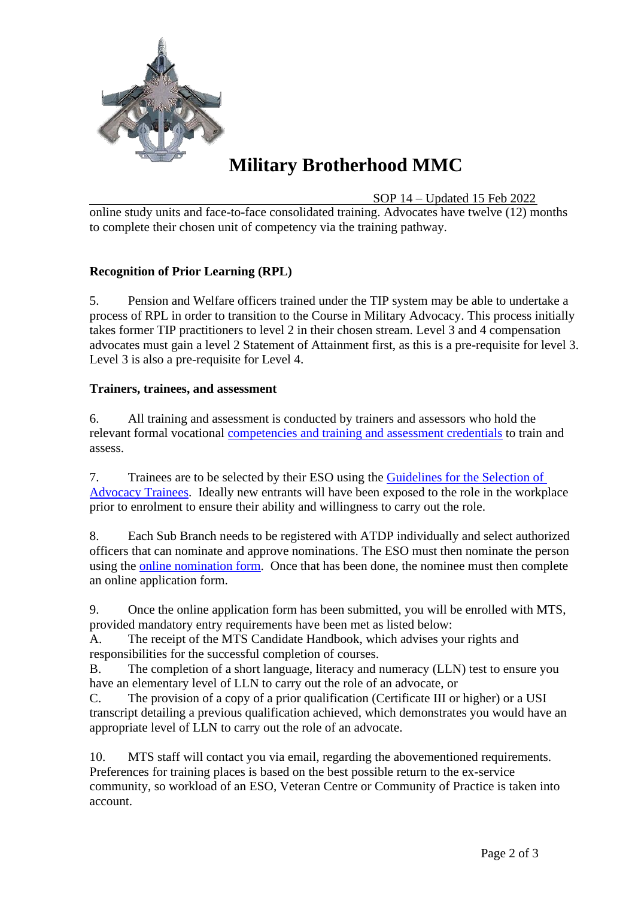online study units and face-to-face consolidated training. Advocates have twelve (12) months to complete their chosen unit of competency via the training pathway.

**Recognition of Prior Learning (RPL)**

5. Pension and Welfare officers trained under the TIP system may be able to undertake a process of RPL in order to transition to the Course in Military Advocacy. This process initially takes former TIP practitioners to level 2 in their chosen stream. Level 3 and 4 compensation advocates must gain a level 2 Statement of Attainment first, as this is a pre-requisite for level 3. Level 3 is also a pre-requisite for Level 4.

**Trainers, trainees, and assessment**

6. All training and assessment is conducted by trainers and assessors who hold the relevant formal vocational competencies and training and assessment credentials to train and assess.

7. Trainees are to be selected by their ESO using the Guidelines for the Selection of Advocacy Trainees. Ideally new entrants will have been exposed to the role in the workplace prior to enrolment to ensure their ability and willingness to carry out the role.

8. Each Sub Branch needs to be registered with ATDP individually and select authorized officers that can nominate and approve nominations. The ESO must then nominate the person using the online nomination form. Once that has been done, the nominee must then complete an online application form.

9. Once the online application form has been submitted, you will be enrolled with MTS, provided mandatory entry requirements have been met as listed below:

A. The receipt of the MTS Candidate Handbook, which advises your rights and responsibilities for the successful completion of courses.

B. The completion of a short language, literacy and numeracy (LLN) test to ensure you have an elementary level of LLN to carry out the role of an advocate, or

C. The provision of a copy of a prior qualification (Certificate III or higher) or a USI transcript detailing a previous qualification achieved, which demonstrates you would have an appropriate level of LLN to carry out the role of an advocate.

10. MTS staff will contact you via email, regarding the abovementioned requirements. Preferences for training places is based on the best possible return to the ex-service community, so workload of an ESO, Veteran Centre or Community of Practice is taken into account.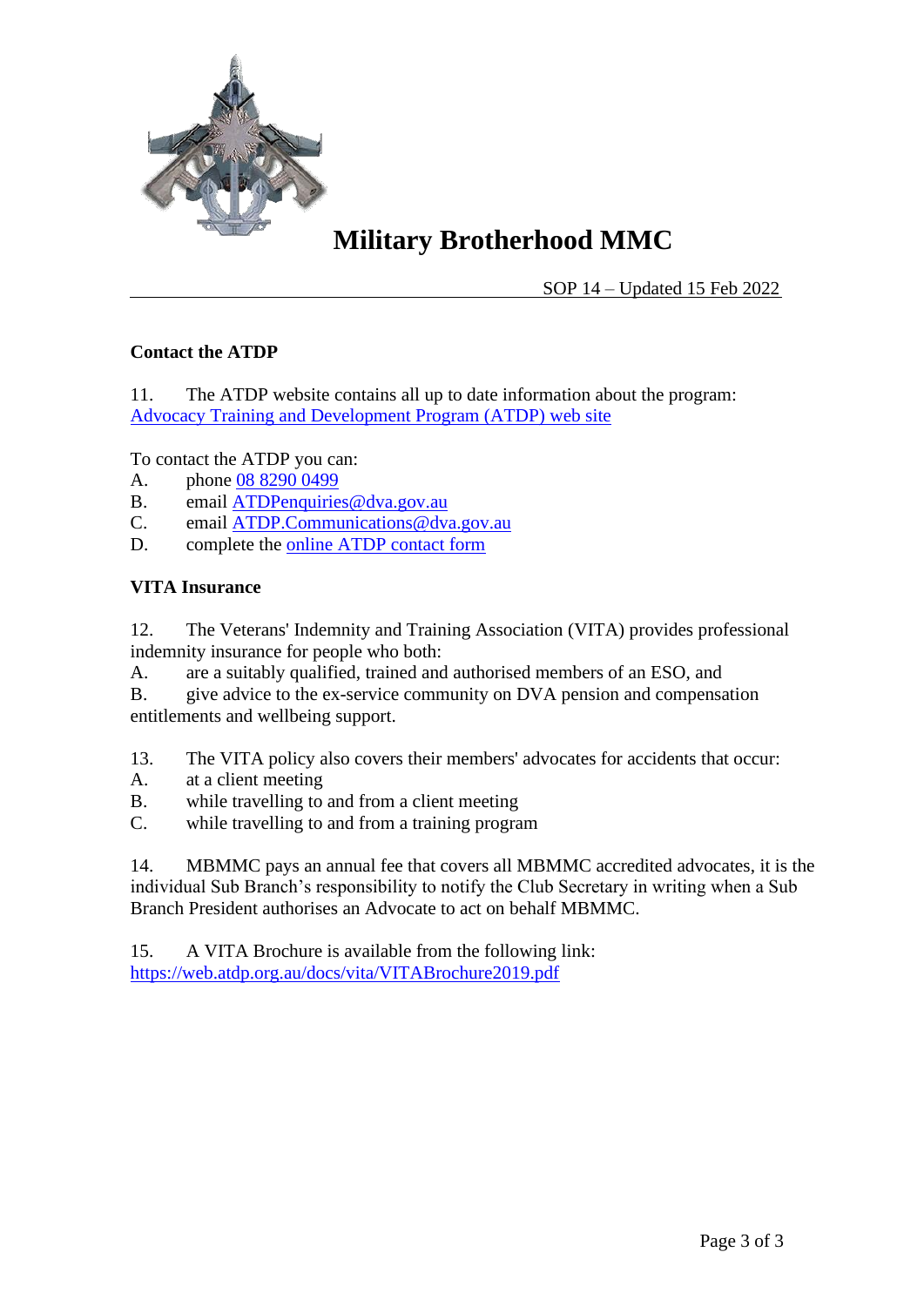# Military Brotherhood MMC

SOP 14 – Updated 15 Feb 2022

**Contact the ATDP**

11. The ATDP website contains all up to date information about the program: [Advocacy Training and Development Program (ATDP) web site]()

To contact the ATDP you can:

A. phone 08 8290 0499

B. email ATDPenquiries@dva.gov.au

C. email ATDP.Communications@dva.gov.au

D. complete the online ATDP contact form

**VITA Insurance**

12. The Veterans' Indemnity and Training Association (VITA) provides professional indemnity insurance for people who both:

A. are a suitably qualified, trained and authorised members of an ESO, and

B. give advice to the ex-service community on DVA pension and compensation entitlements and wellbeing support.

13. The VITA policy also covers their members' advocates for accidents that occur:

A. at a client meeting

B. while travelling to and from a client meeting

C. while travelling to and from a training program

14. MBMMC pays an annual fee that covers all MBMMC accredited advocates, it is the individual Sub Branch's responsibility to notify the Club Secretary in writing when a Sub Branch President authorises an Advocate to act on behalf MBMMC.

15. A VITA Brochure is available from the following link: https://web.atdp.org.au/docs/vita/VITABrochure2019.pdf